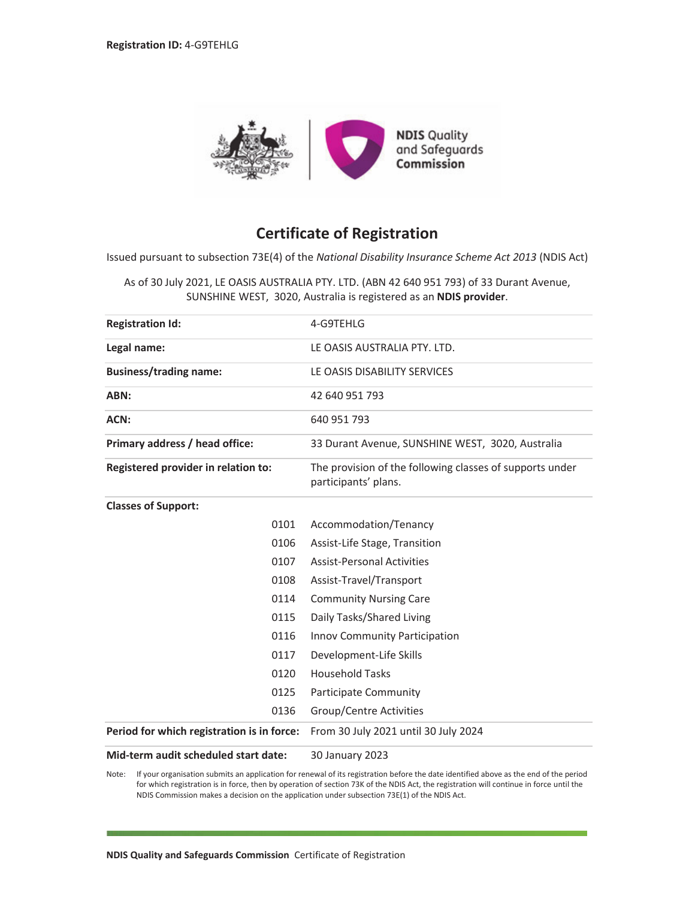**Registration ID:** 4-G9TEHLG

NDIS Quality and Safeguards Commission

# Certificate of Registration

Issued pursuant to subsection 73E(4) of the *National Disability Insurance Scheme Act 2013* (NDIS Act)

As of 30 July 2021, LE OASIS AUSTRALIA PTY. LTD. (ABN 42 640 951 793) of 33 Durant Avenue, SUNSHINE WEST, 3020, Australia is registered as an **NDIS provider**.

| | | |
|---|---|---|
| **Registration Id:** | | 4-G9TEHLG |
| **Legal name:** | | LE OASIS AUSTRALIA PTY. LTD. |
| **Business/trading name:** | | LE OASIS DISABILITY SERVICES |
| **ABN:** | | 42 640 951 793 |
| **ACN:** | | 640 951 793 |
| **Primary address / head office:** | | 33 Durant Avenue, SUNSHINE WEST, 3020, Australia |
| **Registered provider in relation to:** | | The provision of the following classes of supports under participants' plans. |
| **Classes of Support:** | | |
| | 0101 | Accommodation/Tenancy |
| | 0106 | Assist-Life Stage, Transition |
| | 0107 | Assist-Personal Activities |
| | 0108 | Assist-Travel/Transport |
| | 0114 | Community Nursing Care |
| | 0115 | Daily Tasks/Shared Living |
| | 0116 | Innov Community Participation |
| | 0117 | Development-Life Skills |
| | 0120 | Household Tasks |
| | 0125 | Participate Community |
| | 0136 | Group/Centre Activities |
| **Period for which registration is in force:** | | From 30 July 2021 until 30 July 2024 |
| **Mid-term audit scheduled start date:** | | 30 January 2023 |

Note: If your organisation submits an application for renewal of its registration before the date identified above as the end of the period for which registration is in force, then by operation of section 73K of the NDIS Act, the registration will continue in force until the NDIS Commission makes a decision on the application under subsection 73E(1) of the NDIS Act.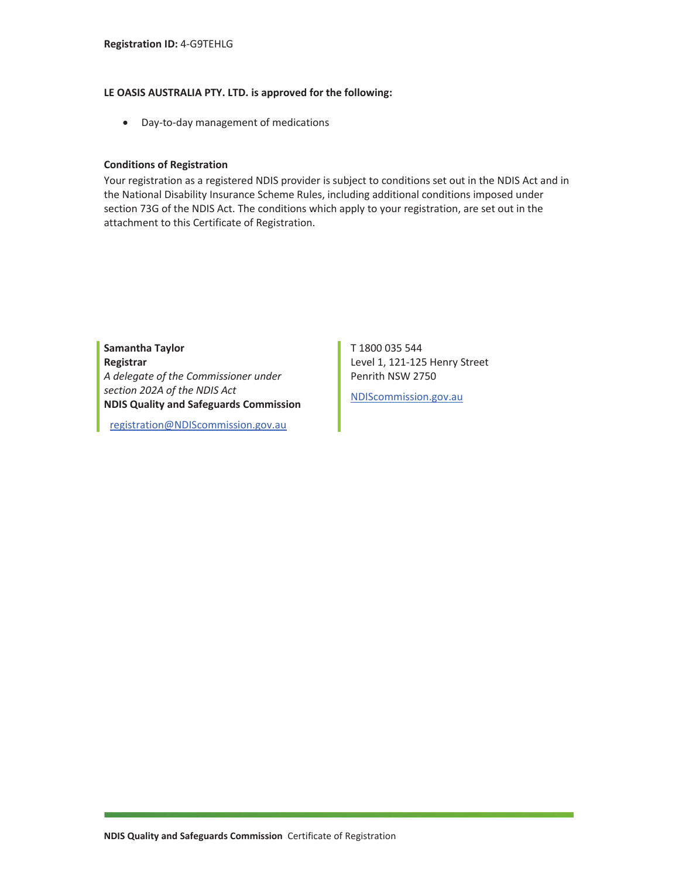**Registration ID:** 4-G9TEHLG

**LE OASIS AUSTRALIA PTY. LTD. is approved for the following:**

- Day-to-day management of medications

**Conditions of Registration**

Your registration as a registered NDIS provider is subject to conditions set out in the NDIS Act and in the National Disability Insurance Scheme Rules, including additional conditions imposed under section 73G of the NDIS Act. The conditions which apply to your registration, are set out in the attachment to this Certificate of Registration.

**Samantha Taylor**
**Registrar**
*A delegate of the Commissioner under section 202A of the NDIS Act*
**NDIS Quality and Safeguards Commission**

registration@NDIScommission.gov.au

T 1800 035 544
Level 1, 121-125 Henry Street
Penrith NSW 2750

NDIScommission.gov.au